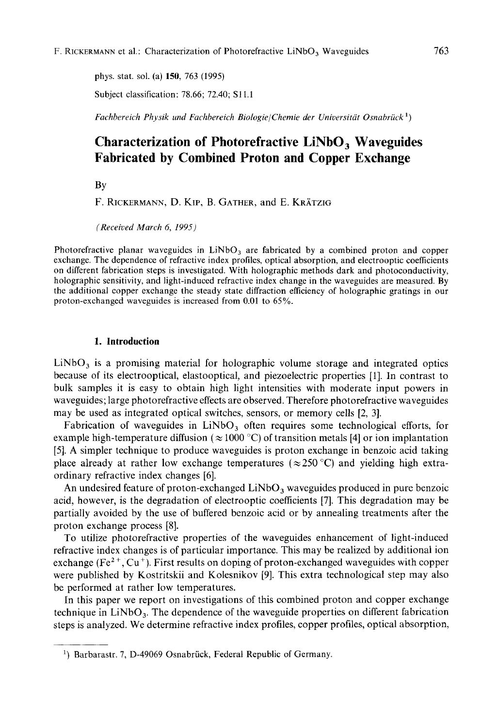phys. stat. sol. (a) **150**, 763 (1995)

Subject classification: 78.66; 72.40; S11.1

*Fachbereich Physik und Fachbereich Biologie/Chemie der Universität Osnabrück*[1])

# Characterization of Photorefractive $LiNbO_3$ Waveguides Fabricated by Combined Proton and Copper Exchange

By

F. Rickermann, D. Kip, B. Gather, and E. Krätzig

*(Received March 6, 1995)*

Photorefractive planar waveguides in $LiNbO_3$ are fabricated by a combined proton and copper exchange. The dependence of refractive index profiles, optical absorption, and electrooptic coefficients on different fabrication steps is investigated. With holographic methods dark and photoconductivity, holographic sensitivity, and light-induced refractive index change in the waveguides are measured. By the additional copper exchange the steady state diffraction efficiency of holographic gratings in our proton-exchanged waveguides is increased from 0.01 to 65%.

## 1. Introduction

$LiNbO_3$ is a promising material for holographic volume storage and integrated optics because of its electrooptical, elastooptical, and piezoelectric properties [1]. In contrast to bulk samples it is easy to obtain high light intensities with moderate input powers in waveguides; large photorefractive effects are observed. Therefore photorefractive waveguides may be used as integrated optical switches, sensors, or memory cells [2, 3].

Fabrication of waveguides in $LiNbO_3$ often requires some technological efforts, for example high-temperature diffusion ($\approx 1000$ °C) of transition metals [4] or ion implantation [5]. A simpler technique to produce waveguides is proton exchange in benzoic acid taking place already at rather low exchange temperatures ($\approx 250$ °C) and yielding high extraordinary refractive index changes [6].

An undesired feature of proton-exchanged $LiNbO_3$ waveguides produced in pure benzoic acid, however, is the degradation of electrooptic coefficients [7]. This degradation may be partially avoided by the use of buffered benzoic acid or by annealing treatments after the proton exchange process [8].

To utilize photorefractive properties of the waveguides enhancement of light-induced refractive index changes is of particular importance. This may be realized by additional ion exchange ($Fe^{2+}$, $Cu^{+}$). First results on doping of proton-exchanged waveguides with copper were published by Kostritskii and Kolesnikov [9]. This extra technological step may also be performed at rather low temperatures.

In this paper we report on investigations of this combined proton and copper exchange technique in $LiNbO_3$. The dependence of the waveguide properties on different fabrication steps is analyzed. We determine refractive index profiles, copper profiles, optical absorption,

---

[1]) Barbarastr. 7, D-49069 Osnabrück, Federal Republic of Germany.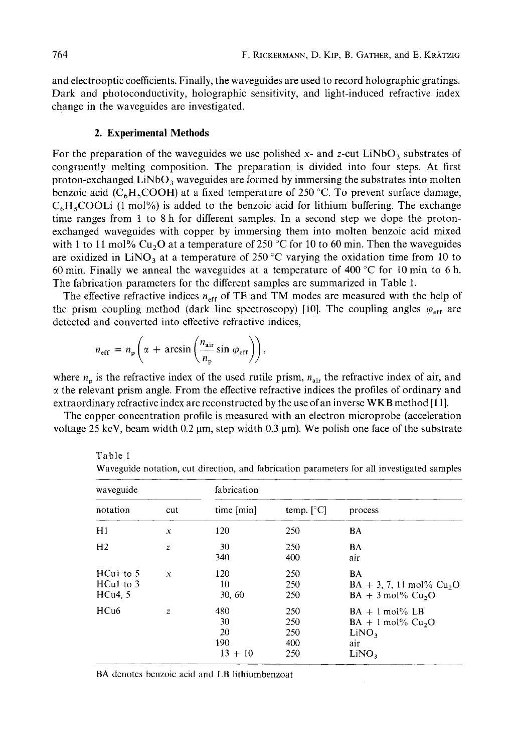and electrooptic coefficients. Finally, the waveguides are used to record holographic gratings. Dark and photoconductivity, holographic sensitivity, and light-induced refractive index change in the waveguides are investigated.

## 2. Experimental Methods

For the preparation of the waveguides we use polished $x$- and $z$-cut $LiNbO_3$ substrates of congruently melting composition. The preparation is divided into four steps. At first proton-exchanged $LiNbO_3$ waveguides are formed by immersing the substrates into molten benzoic acid ($C_6H_5COOH$) at a fixed temperature of 250 °C. To prevent surface damage, $C_6H_5COOLi$ (1 mol%) is added to the benzoic acid for lithium buffering. The exchange time ranges from 1 to 8 h for different samples. In a second step we dope the proton-exchanged waveguides with copper by immersing them into molten benzoic acid mixed with 1 to 11 mol% $Cu_2O$ at a temperature of 250 °C for 10 to 60 min. Then the waveguides are oxidized in $LiNO_3$ at a temperature of 250 °C varying the oxidation time from 10 to 60 min. Finally we anneal the waveguides at a temperature of 400 °C for 10 min to 6 h. The fabrication parameters for the different samples are summarized in Table 1.

The effective refractive indices $n_{eff}$ of TE and TM modes are measured with the help of the prism coupling method (dark line spectroscopy) [10]. The coupling angles $\varphi_{eff}$ are detected and converted into effective refractive indices,

$$n_{eff} = n_p \left( \alpha + \arcsin \left( \frac{n_{air}}{n_p} \sin \varphi_{eff} \right) \right),$$

where $n_p$ is the refractive index of the used rutile prism, $n_{air}$ the refractive index of air, and $\alpha$ the relevant prism angle. From the effective refractive indices the profiles of ordinary and extraordinary refractive index are reconstructed by the use of an inverse WKB method [11].

The copper concentration profile is measured with an electron microprobe (acceleration voltage 25 keV, beam width 0.2 μm, step width 0.3 μm). We polish one face of the substrate

Table 1
Waveguide notation, cut direction, and fabrication parameters for all investigated samples

| waveguide | | fabrication | | |
|---|---|---|---|---|
| notation | cut | time [min] | temp. [°C] | process |
| H1 | $x$ | 120 | 250 | BA |
| H2 | $z$ | 30 | 250 | BA |
| | | 340 | 400 | air |
| HCu1 to 5 | $x$ | 120 | 250 | BA |
| HCu1 to 3 | | 10 | 250 | BA + 3, 7, 11 mol% $Cu_2O$ |
| HCu4, 5 | | 30, 60 | 250 | BA + 3 mol% $Cu_2O$ |
| HCu6 | $z$ | 480 | 250 | BA + 1 mol% LB |
| | | 30 | 250 | BA + 1 mol% $Cu_2O$ |
| | | 20 | 250 | $LiNO_3$ |
| | | 190 | 400 | air |
| | | 13 + 10 | 250 | $LiNO_3$ |

BA denotes benzoic acid and LB lithiumbenzoat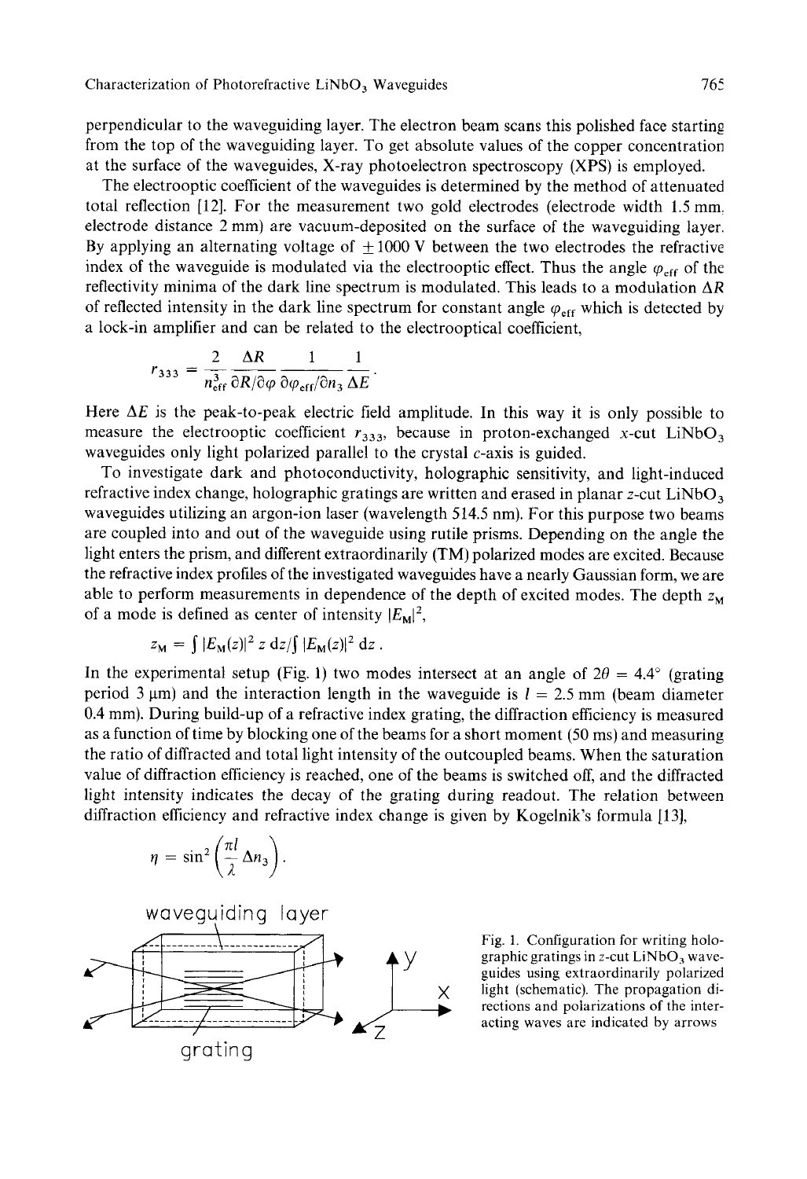perpendicular to the waveguiding layer. The electron beam scans this polished face starting from the top of the waveguiding layer. To get absolute values of the copper concentration at the surface of the waveguides, X-ray photoelectron spectroscopy (XPS) is employed.

The electrooptic coefficient of the waveguides is determined by the method of attenuated total reflection [12]. For the measurement two gold electrodes (electrode width 1.5 mm, electrode distance 2 mm) are vacuum-deposited on the surface of the waveguiding layer. By applying an alternating voltage of $\pm 1000$ V between the two electrodes the refractive index of the waveguide is modulated via the electrooptic effect. Thus the angle $\varphi_{\text{eff}}$ of the reflectivity minima of the dark line spectrum is modulated. This leads to a modulation $\Delta R$ of reflected intensity in the dark line spectrum for constant angle $\varphi_{\text{eff}}$ which is detected by a lock-in amplifier and can be related to the electrooptical coefficient,

$$r_{333} = \frac{2}{n_{\text{eff}}^3} \frac{\Delta R}{\partial R/\partial \varphi} \frac{1}{\partial \varphi_{\text{eff}}/\partial n_3} \frac{1}{\Delta E} .$$

Here $\Delta E$ is the peak-to-peak electric field amplitude. In this way it is only possible to measure the electrooptic coefficient $r_{333}$, because in proton-exchanged $x$-cut $LiNbO_3$ waveguides only light polarized parallel to the crystal $c$-axis is guided.

To investigate dark and photoconductivity, holographic sensitivity, and light-induced refractive index change, holographic gratings are written and erased in planar $z$-cut $LiNbO_3$ waveguides utilizing an argon-ion laser (wavelength 514.5 nm). For this purpose two beams are coupled into and out of the waveguide using rutile prisms. Depending on the angle the light enters the prism, and different extraordinarily (TM) polarized modes are excited. Because the refractive index profiles of the investigated waveguides have a nearly Gaussian form, we are able to perform measurements in dependence of the depth of excited modes. The depth $z_M$ of a mode is defined as center of intensity $|E_M|^2$,

$$z_M = \int |E_M(z)|^2 \, z \, dz / \int |E_M(z)|^2 \, dz .$$

In the experimental setup (Fig. 1) two modes intersect at an angle of $2\theta = 4.4°$ (grating period 3 µm) and the interaction length in the waveguide is $l = 2.5$ mm (beam diameter 0.4 mm). During build-up of a refractive index grating, the diffraction efficiency is measured as a function of time by blocking one of the beams for a short moment (50 ms) and measuring the ratio of diffracted and total light intensity of the outcoupled beams. When the saturation value of diffraction efficiency is reached, one of the beams is switched off, and the diffracted light intensity indicates the decay of the grating during readout. The relation between diffraction efficiency and refractive index change is given by Kogelnik's formula [13],

$$\eta = \sin^2\left(\frac{\pi l}{\lambda} \Delta n_3\right).$$

Fig. 1. Configuration for writing holographic gratings in $z$-cut $LiNbO_3$ waveguides using extraordinarily polarized light (schematic). The propagation directions and polarizations of the interacting waves are indicated by arrows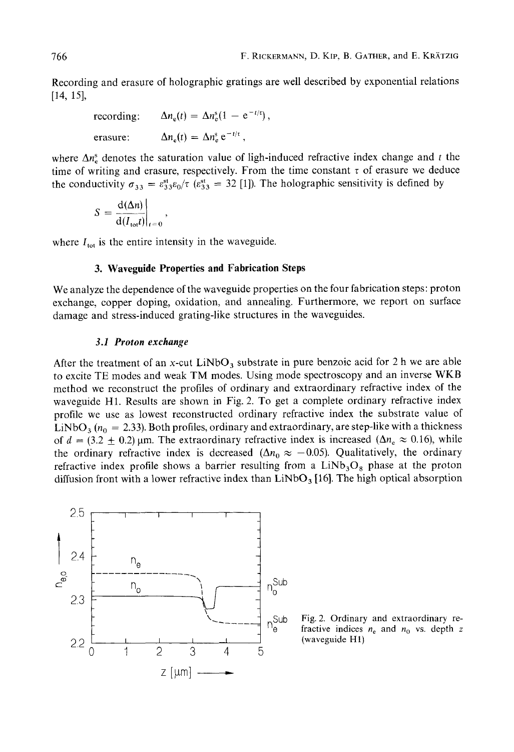Recording and erasure of holographic gratings are well described by exponential relations [14, 15],

$$\text{recording:} \quad \Delta n_e(t) = \Delta n_e^s (1 - e^{-t/\tau}),$$

$$\text{erasure:} \quad \Delta n_e(t) = \Delta n_e^s \, e^{-t/\tau},$$

where $\Delta n_e^s$ denotes the saturation value of ligh-induced refractive index change and $t$ the time of writing and erasure, respectively. From the time constant $\tau$ of erasure we deduce the conductivity $\sigma_{33} = \varepsilon_{33}^{st}\varepsilon_0/\tau$ ($\varepsilon_{33}^{st} = 32$ [1]). The holographic sensitivity is defined by

$$S = \left.\frac{d(\Delta n)}{d(I_{tot}t)}\right|_{t=0},$$

where $I_{tot}$ is the entire intensity in the waveguide.

## 3. Waveguide Properties and Fabrication Steps

We analyze the dependence of the waveguide properties on the four fabrication steps: proton exchange, copper doping, oxidation, and annealing. Furthermore, we report on surface damage and stress-induced grating-like structures in the waveguides.

### 3.1 *Proton exchange*

After the treatment of an *x*-cut $LiNbO_3$ substrate in pure benzoic acid for 2 h we are able to excite TE modes and weak TM modes. Using mode spectroscopy and an inverse WKB method we reconstruct the profiles of ordinary and extraordinary refractive index of the waveguide H1. Results are shown in Fig. 2. To get a complete ordinary refractive index profile we use as lowest reconstructed ordinary refractive index the substrate value of $LiNbO_3$ ($n_0 = 2.33$). Both profiles, ordinary and extraordinary, are step-like with a thickness of $d = (3.2 \pm 0.2)$ μm. The extraordinary refractive index is increased ($\Delta n_e \approx 0.16$), while the ordinary refractive index is decreased ($\Delta n_0 \approx -0.05$). Qualitatively, the ordinary refractive index profile shows a barrier resulting from a $LiNb_3O_8$ phase at the proton diffusion front with a lower refractive index than $LiNbO_3$ [16]. The high optical absorption

Fig. 2. Ordinary and extraordinary refractive indices $n_e$ and $n_0$ vs. depth $z$ (waveguide H1)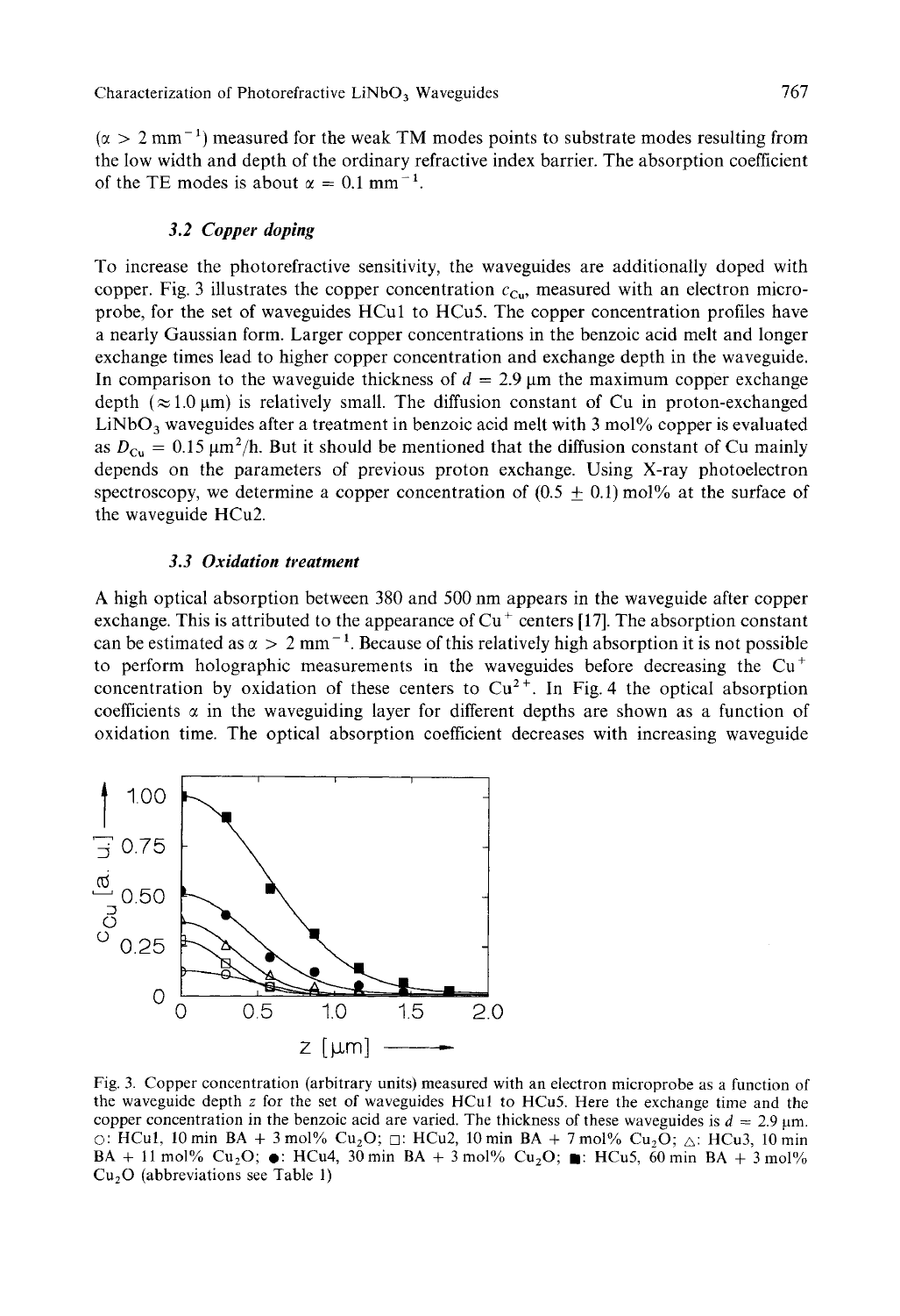($\alpha > 2\ \text{mm}^{-1}$) measured for the weak TM modes points to substrate modes resulting from the low width and depth of the ordinary refractive index barrier. The absorption coefficient of the TE modes is about $\alpha = 0.1\ \text{mm}^{-1}$.

### 3.2 *Copper doping*

To increase the photorefractive sensitivity, the waveguides are additionally doped with copper. Fig. 3 illustrates the copper concentration $c_{Cu}$, measured with an electron microprobe, for the set of waveguides HCu1 to HCu5. The copper concentration profiles have a nearly Gaussian form. Larger copper concentrations in the benzoic acid melt and longer exchange times lead to higher copper concentration and exchange depth in the waveguide. In comparison to the waveguide thickness of $d = 2.9\ \mu\text{m}$ the maximum copper exchange depth ($\approx 1.0\ \mu\text{m}$) is relatively small. The diffusion constant of Cu in proton-exchanged $LiNbO_3$ waveguides after a treatment in benzoic acid melt with 3 mol% copper is evaluated as $D_{Cu} = 0.15\ \mu\text{m}^2/\text{h}$. But it should be mentioned that the diffusion constant of Cu mainly depends on the parameters of previous proton exchange. Using X-ray photoelectron spectroscopy, we determine a copper concentration of $(0.5 \pm 0.1)$ mol% at the surface of the waveguide HCu2.

### 3.3 *Oxidation treatment*

A high optical absorption between 380 and 500 nm appears in the waveguide after copper exchange. This is attributed to the appearance of $Cu^{+}$ centers [17]. The absorption constant can be estimated as $\alpha > 2\ \text{mm}^{-1}$. Because of this relatively high absorption it is not possible to perform holographic measurements in the waveguides before decreasing the $Cu^{+}$ concentration by oxidation of these centers to $Cu^{2+}$. In Fig. 4 the optical absorption coefficients $\alpha$ in the waveguiding layer for different depths are shown as a function of oxidation time. The optical absorption coefficient decreases with increasing waveguide

Fig. 3. Copper concentration (arbitrary units) measured with an electron microprobe as a function of the waveguide depth $z$ for the set of waveguides HCu1 to HCu5. Here the exchange time and the copper concentration in the benzoic acid are varied. The thickness of these waveguides is $d = 2.9\ \mu\text{m}$. ○: HCu1, 10 min BA + 3 mol% $Cu_2O$; □: HCu2, 10 min BA + 7 mol% $Cu_2O$; △: HCu3, 10 min BA + 11 mol% $Cu_2O$; ●: HCu4, 30 min BA + 3 mol% $Cu_2O$; ■: HCu5, 60 min BA + 3 mol% $Cu_2O$ (abbreviations see Table 1)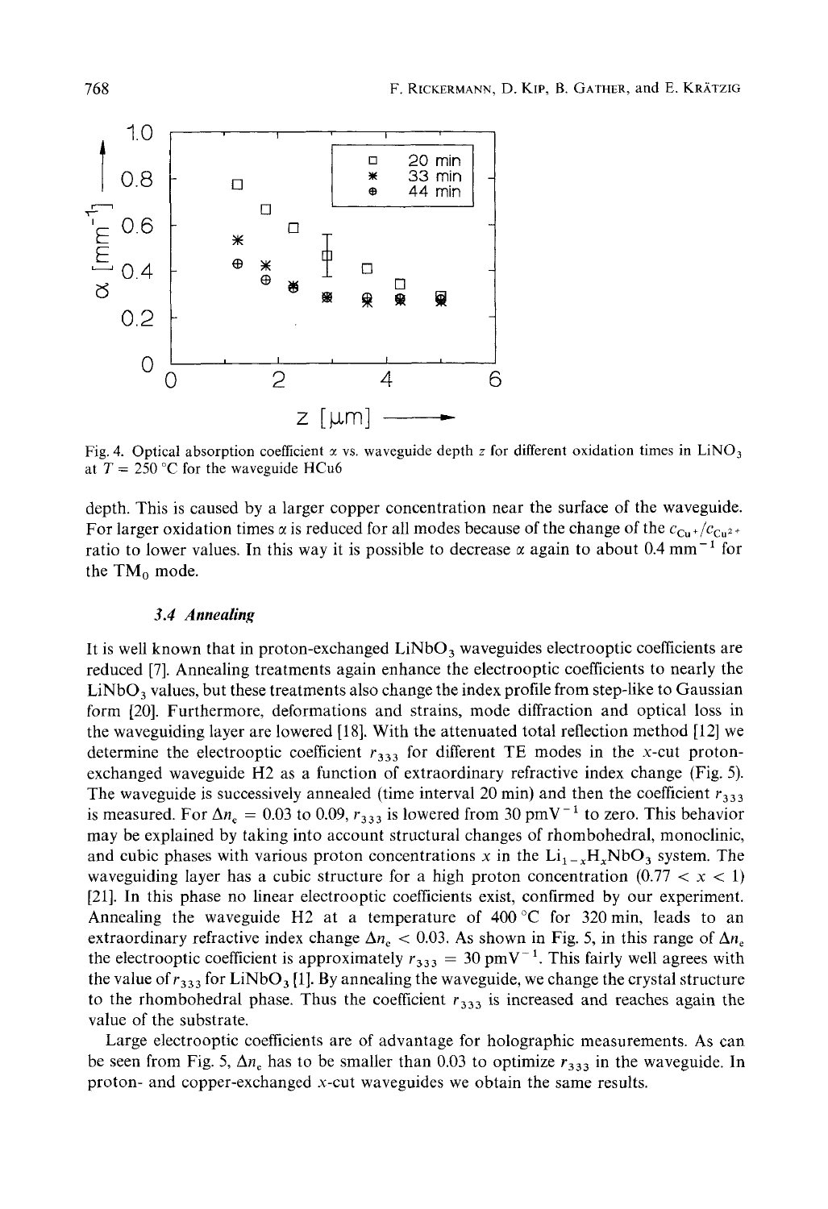Fig. 4. Optical absorption coefficient $\alpha$ vs. waveguide depth $z$ for different oxidation times in $LiNO_3$ at $T = 250\,^{\circ}C$ for the waveguide HCu6

depth. This is caused by a larger copper concentration near the surface of the waveguide. For larger oxidation times $\alpha$ is reduced for all modes because of the change of the $c_{Cu^+}/c_{Cu^{2+}}$ ratio to lower values. In this way it is possible to decrease $\alpha$ again to about $0.4\ mm^{-1}$ for the $TM_0$ mode.

### 3.4 Annealing

It is well known that in proton-exchanged $LiNbO_3$ waveguides electrooptic coefficients are reduced [7]. Annealing treatments again enhance the electrooptic coefficients to nearly the $LiNbO_3$ values, but these treatments also change the index profile from step-like to Gaussian form [20]. Furthermore, deformations and strains, mode diffraction and optical loss in the waveguiding layer are lowered [18]. With the attenuated total reflection method [12] we determine the electrooptic coefficient $r_{333}$ for different TE modes in the $x$-cut proton-exchanged waveguide H2 as a function of extraordinary refractive index change (Fig. 5). The waveguide is successively annealed (time interval 20 min) and then the coefficient $r_{333}$ is measured. For $\Delta n_e = 0.03$ to $0.09$, $r_{333}$ is lowered from $30\ pmV^{-1}$ to zero. This behavior may be explained by taking into account structural changes of rhombohedral, monoclinic, and cubic phases with various proton concentrations $x$ in the $Li_{1-x}H_xNbO_3$ system. The waveguiding layer has a cubic structure for a high proton concentration ($0.77 < x < 1$) [21]. In this phase no linear electrooptic coefficients exist, confirmed by our experiment. Annealing the waveguide H2 at a temperature of $400\,^{\circ}C$ for 320 min, leads to an extraordinary refractive index change $\Delta n_e < 0.03$. As shown in Fig. 5, in this range of $\Delta n_e$ the electrooptic coefficient is approximately $r_{333} = 30\ pmV^{-1}$. This fairly well agrees with the value of $r_{333}$ for $LiNbO_3$ [1]. By annealing the waveguide, we change the crystal structure to the rhombohedral phase. Thus the coefficient $r_{333}$ is increased and reaches again the value of the substrate.

Large electrooptic coefficients are of advantage for holographic measurements. As can be seen from Fig. 5, $\Delta n_e$ has to be smaller than 0.03 to optimize $r_{333}$ in the waveguide. In proton- and copper-exchanged $x$-cut waveguides we obtain the same results.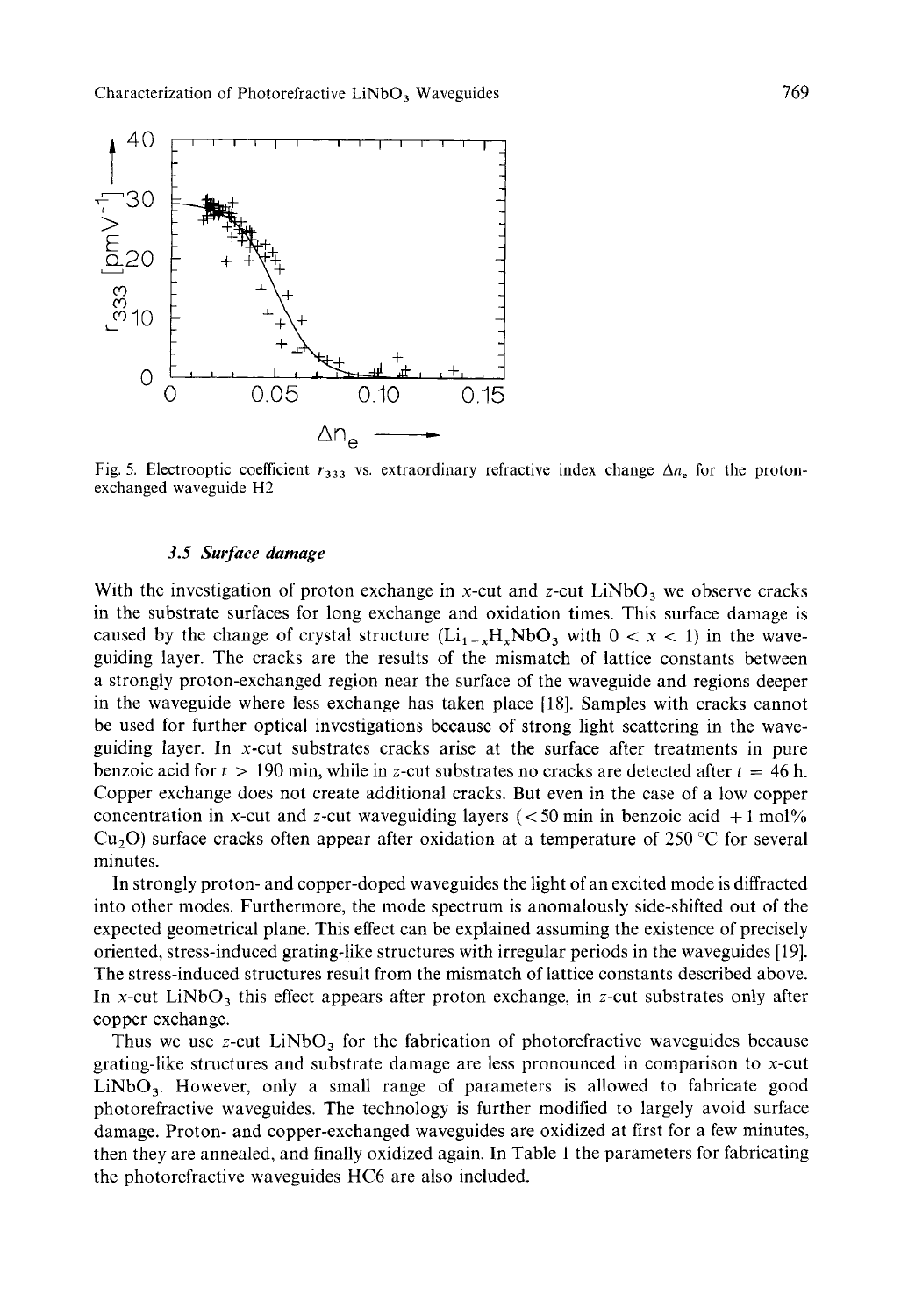Fig. 5. Electrooptic coefficient $r_{333}$ vs. extraordinary refractive index change $\Delta n_e$ for the proton-exchanged waveguide H2

### 3.5 *Surface damage*

With the investigation of proton exchange in $x$-cut and $z$-cut $LiNbO_3$ we observe cracks in the substrate surfaces for long exchange and oxidation times. This surface damage is caused by the change of crystal structure ($Li_{1-x}H_xNbO_3$ with $0 < x < 1$) in the waveguiding layer. The cracks are the results of the mismatch of lattice constants between a strongly proton-exchanged region near the surface of the waveguide and regions deeper in the waveguide where less exchange has taken place [18]. Samples with cracks cannot be used for further optical investigations because of strong light scattering in the waveguiding layer. In $x$-cut substrates cracks arise at the surface after treatments in pure benzoic acid for $t > 190$ min, while in $z$-cut substrates no cracks are detected after $t = 46$ h. Copper exchange does not create additional cracks. But even in the case of a low copper concentration in $x$-cut and $z$-cut waveguiding layers (< 50 min in benzoic acid + 1 mol% $Cu_2O$) surface cracks often appear after oxidation at a temperature of 250 °C for several minutes.

In strongly proton- and copper-doped waveguides the light of an excited mode is diffracted into other modes. Furthermore, the mode spectrum is anomalously side-shifted out of the expected geometrical plane. This effect can be explained assuming the existence of precisely oriented, stress-induced grating-like structures with irregular periods in the waveguides [19]. The stress-induced structures result from the mismatch of lattice constants described above. In $x$-cut $LiNbO_3$ this effect appears after proton exchange, in $z$-cut substrates only after copper exchange.

Thus we use $z$-cut $LiNbO_3$ for the fabrication of photorefractive waveguides because grating-like structures and substrate damage are less pronounced in comparison to $x$-cut $LiNbO_3$. However, only a small range of parameters is allowed to fabricate good photorefractive waveguides. The technology is further modified to largely avoid surface damage. Proton- and copper-exchanged waveguides are oxidized at first for a few minutes, then they are annealed, and finally oxidized again. In Table 1 the parameters for fabricating the photorefractive waveguides HC6 are also included.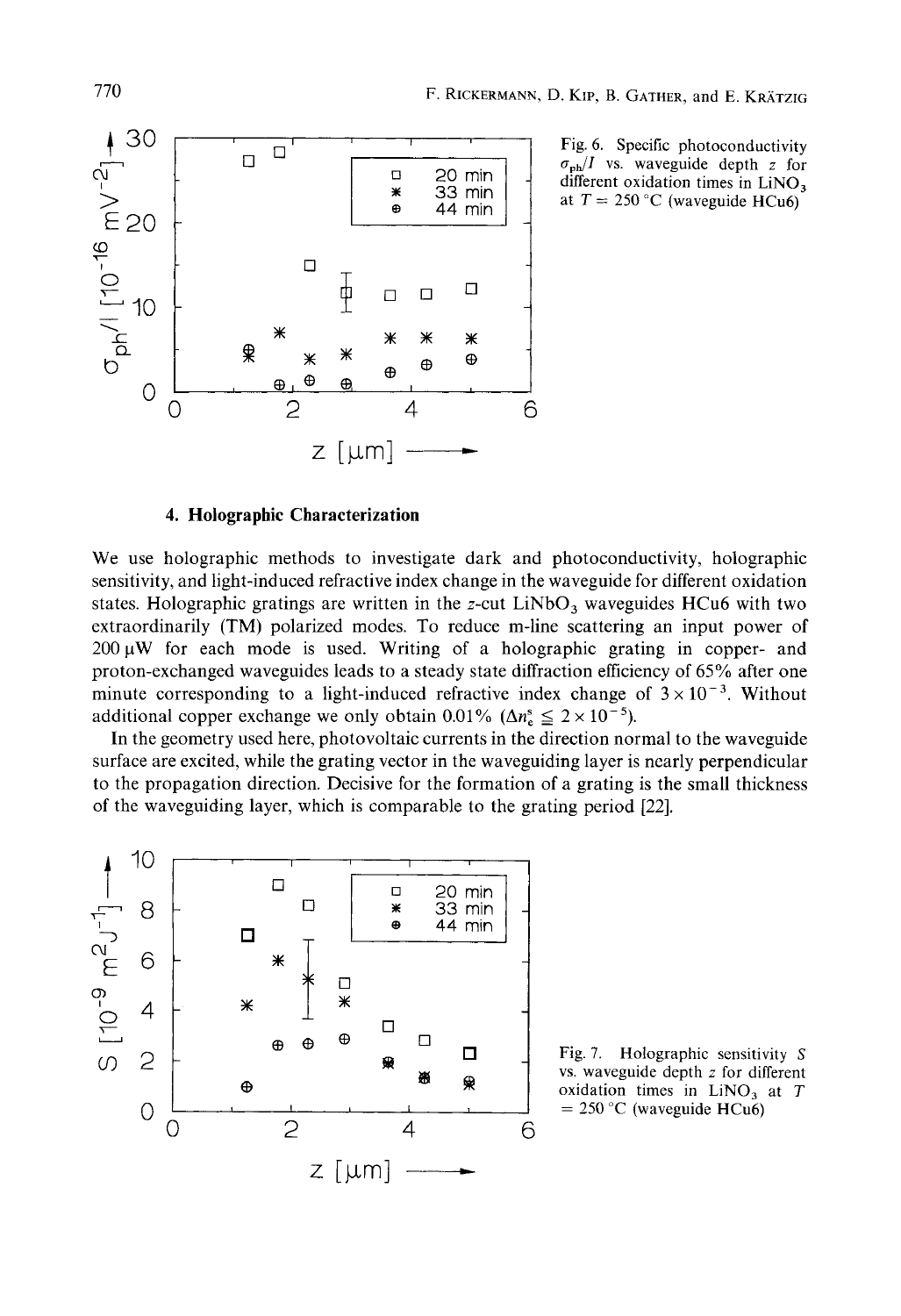Fig. 6. Specific photoconductivity $\sigma_{ph}/I$ vs. waveguide depth $z$ for different oxidation times in $LiNO_3$ at $T = 250$ °C (waveguide HCu6)

### 4. Holographic Characterization

We use holographic methods to investigate dark and photoconductivity, holographic sensitivity, and light-induced refractive index change in the waveguide for different oxidation states. Holographic gratings are written in the $z$-cut $LiNbO_3$ waveguides HCu6 with two extraordinarily (TM) polarized modes. To reduce m-line scattering an input power of 200 μW for each mode is used. Writing of a holographic grating in copper- and proton-exchanged waveguides leads to a steady state diffraction efficiency of 65% after one minute corresponding to a light-induced refractive index change of $3 \times 10^{-3}$. Without additional copper exchange we only obtain 0.01% ($\Delta n_e^s \leqq 2 \times 10^{-5}$).

In the geometry used here, photovoltaic currents in the direction normal to the waveguide surface are excited, while the grating vector in the waveguiding layer is nearly perpendicular to the propagation direction. Decisive for the formation of a grating is the small thickness of the waveguiding layer, which is comparable to the grating period [22].

Fig. 7. Holographic sensitivity $S$ vs. waveguide depth $z$ for different oxidation times in $LiNO_3$ at $T = 250$ °C (waveguide HCu6)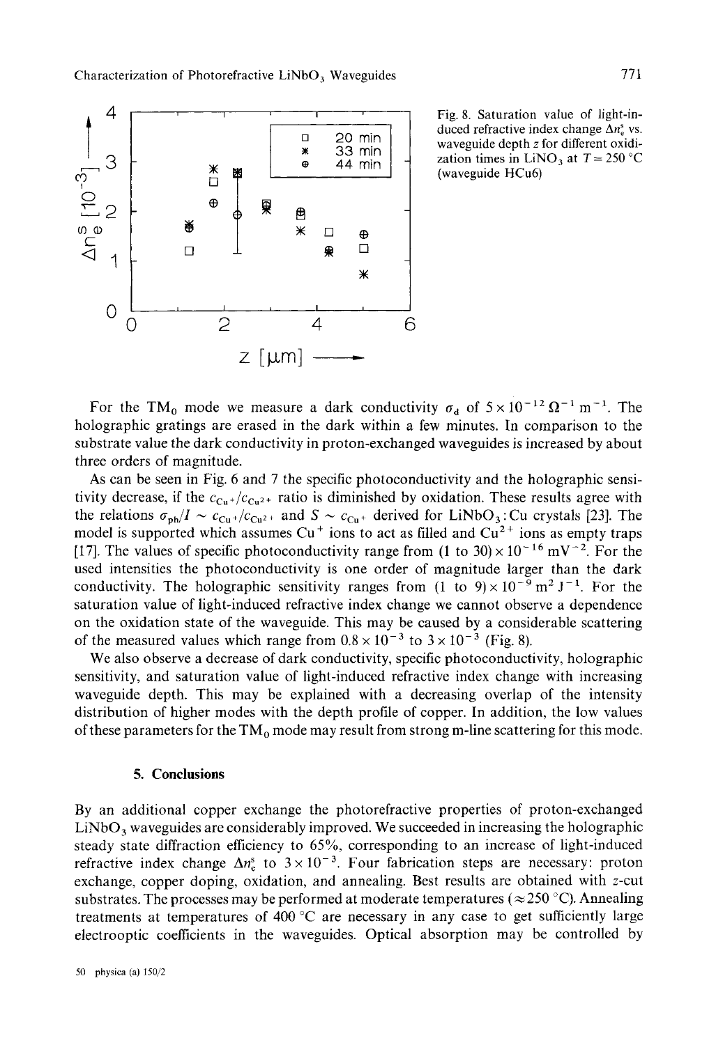Fig. 8. Saturation value of light-induced refractive index change $\Delta n_e^s$ vs. waveguide depth $z$ for different oxidization times in $LiNO_3$ at $T = 250$ °C (waveguide HCu6)

For the $TM_0$ mode we measure a dark conductivity $\sigma_d$ of $5 \times 10^{-12}\ \Omega^{-1}\ m^{-1}$. The holographic gratings are erased in the dark within a few minutes. In comparison to the substrate value the dark conductivity in proton-exchanged waveguides is increased by about three orders of magnitude.

As can be seen in Fig. 6 and 7 the specific photoconductivity and the holographic sensitivity decrease, if the $c_{Cu^+}/c_{Cu^{2+}}$ ratio is diminished by oxidation. These results agree with the relations $\sigma_{ph}/I \sim c_{Cu^+}/c_{Cu^{2+}}$ and $S \sim c_{Cu^+}$ derived for $LiNbO_3$:Cu crystals [23]. The model is supported which assumes $Cu^+$ ions to act as filled and $Cu^{2+}$ ions as empty traps [17]. The values of specific photoconductivity range from $(1 \text{ to } 30) \times 10^{-16}\ mV^{-2}$. For the used intensities the photoconductivity is one order of magnitude larger than the dark conductivity. The holographic sensitivity ranges from $(1 \text{ to } 9) \times 10^{-9}\ m^2\ J^{-1}$. For the saturation value of light-induced refractive index change we cannot observe a dependence on the oxidation state of the waveguide. This may be caused by a considerable scattering of the measured values which range from $0.8 \times 10^{-3}$ to $3 \times 10^{-3}$ (Fig. 8).

We also observe a decrease of dark conductivity, specific photoconductivity, holographic sensitivity, and saturation value of light-induced refractive index change with increasing waveguide depth. This may be explained with a decreasing overlap of the intensity distribution of higher modes with the depth profile of copper. In addition, the low values of these parameters for the $TM_0$ mode may result from strong m-line scattering for this mode.

## 5. Conclusions

By an additional copper exchange the photorefractive properties of proton-exchanged $LiNbO_3$ waveguides are considerably improved. We succeeded in increasing the holographic steady state diffraction efficiency to 65%, corresponding to an increase of light-induced refractive index change $\Delta n_e^s$ to $3 \times 10^{-3}$. Four fabrication steps are necessary: proton exchange, copper doping, oxidation, and annealing. Best results are obtained with $z$-cut substrates. The processes may be performed at moderate temperatures ($\approx 250$ °C). Annealing treatments at temperatures of 400 °C are necessary in any case to get sufficiently large electrooptic coefficients in the waveguides. Optical absorption may be controlled by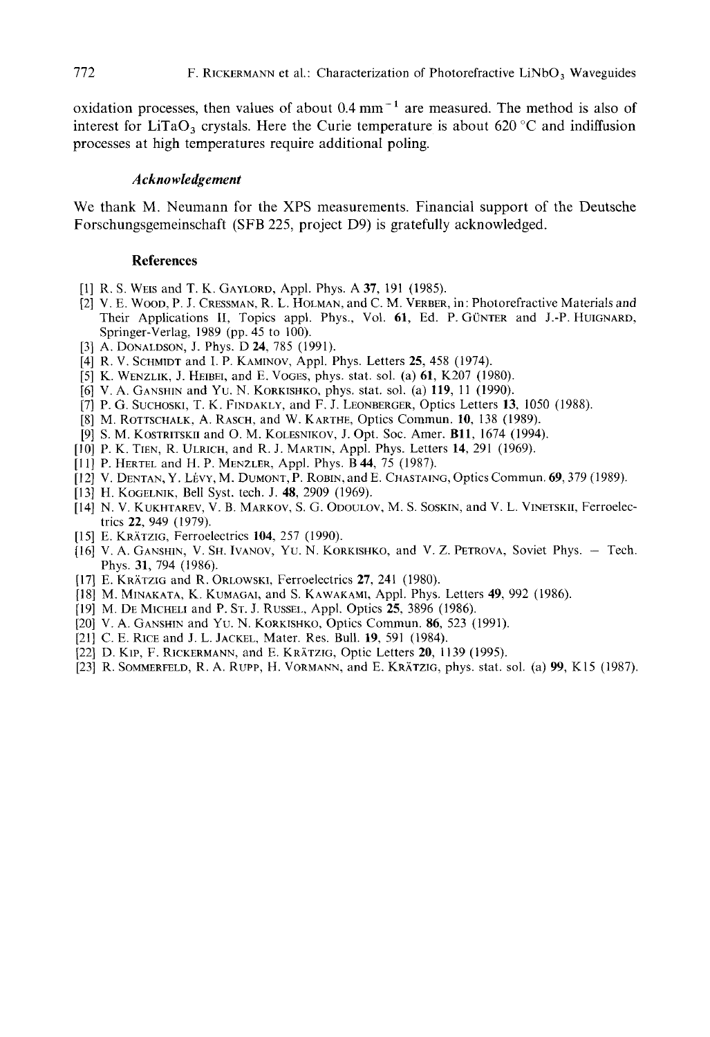oxidation processes, then values of about 0.4 $mm^{-1}$ are measured. The method is also of interest for $LiTaO_3$ crystals. Here the Curie temperature is about 620 °C and indiffusion processes at high temperatures require additional poling.

### *Acknowledgement*

We thank M. Neumann for the XPS measurements. Financial support of the Deutsche Forschungsgemeinschaft (SFB 225, project D9) is gratefully acknowledged.

### References

[1] R. S. Weis and T. K. Gaylord, Appl. Phys. A **37**, 191 (1985).
[2] V. E. Wood, P. J. Cressman, R. L. Holman, and C. M. Verber, in: Photorefractive Materials and Their Applications II, Topics appl. Phys., Vol. **61**, Ed. P. Günter and J.-P. Huignard, Springer-Verlag, 1989 (pp. 45 to 100).
[3] A. Donaldson, J. Phys. D **24**, 785 (1991).
[4] R. V. Schmidt and I. P. Kaminov, Appl. Phys. Letters **25**, 458 (1974).
[5] K. Wenzlik, J. Heibei, and E. Voges, phys. stat. sol. (a) **61**, K207 (1980).
[6] V. A. Ganshin and Yu. N. Korkishko, phys. stat. sol. (a) **119**, 11 (1990).
[7] P. G. Suchoski, T. K. Findakly, and F. J. Leonberger, Optics Letters **13**, 1050 (1988).
[8] M. Rottschalk, A. Rasch, and W. Karthe, Optics Commun. **10**, 138 (1989).
[9] S. M. Kostritskii and O. M. Kolesnikov, J. Opt. Soc. Amer. **B11**, 1674 (1994).
[10] P. K. Tien, R. Ulrich, and R. J. Martin, Appl. Phys. Letters **14**, 291 (1969).
[11] P. Hertel and H. P. Menzler, Appl. Phys. B **44**, 75 (1987).
[12] V. Dentan, Y. Lévy, M. Dumont, P. Robin, and E. Chastaing, Optics Commun. **69**, 379 (1989).
[13] H. Kogelnik, Bell Syst. tech. J. **48**, 2909 (1969).
[14] N. V. Kukhtarev, V. B. Markov, S. G. Odoulov, M. S. Soskin, and V. L. Vinetskii, Ferroelectrics **22**, 949 (1979).
[15] E. Krätzig, Ferroelectrics **104**, 257 (1990).
[16] V. A. Ganshin, V. Sh. Ivanov, Yu. N. Korkishko, and V. Z. Petrova, Soviet Phys. – Tech. Phys. **31**, 794 (1986).
[17] E. Krätzig and R. Orlowski, Ferroelectrics **27**, 241 (1980).
[18] M. Minakata, K. Kumagai, and S. Kawakami, Appl. Phys. Letters **49**, 992 (1986).
[19] M. De Micheli and P. St. J. Russel, Appl. Optics **25**, 3896 (1986).
[20] V. A. Ganshin and Yu. N. Korkishko, Optics Commun. **86**, 523 (1991).
[21] C. E. Rice and J. L. Jackel, Mater. Res. Bull. **19**, 591 (1984).
[22] D. Kip, F. Rickermann, and E. Krätzig, Optic Letters **20**, 1139 (1995).
[23] R. Sommerfeld, R. A. Rupp, H. Vormann, and E. Krätzig, phys. stat. sol. (a) **99**, K15 (1987).